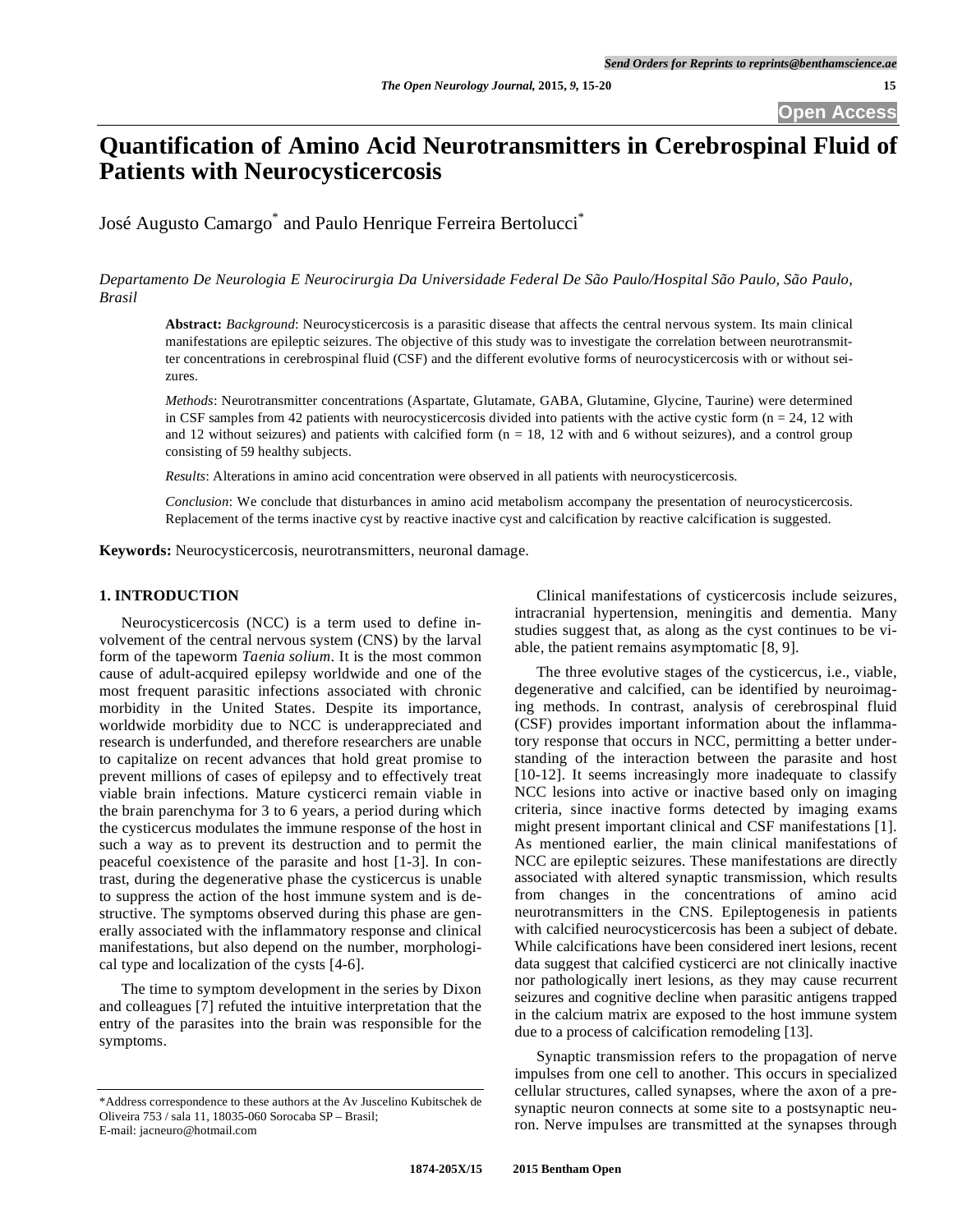# Quantification of Amino Acid Neurotransmitters in Cerebrospinal Fluid of Patients with Neurocysticercosis

José Augusto Camargo* and Paulo Henrique Ferreira Bertolucci*

*Departamento De Neurologia E Neurocirurgia Da Universidade Federal De São Paulo/Hospital São Paulo, São Paulo, Brasil*

**Abstract:** *Background*: Neurocysticercosis is a parasitic disease that affects the central nervous system. Its main clinical manifestations are epileptic seizures. The objective of this study was to investigate the correlation between neurotransmitter concentrations in cerebrospinal fluid (CSF) and the different evolutive forms of neurocysticercosis with or without seizures.

*Methods*: Neurotransmitter concentrations (Aspartate, Glutamate, GABA, Glutamine, Glycine, Taurine) were determined in CSF samples from 42 patients with neurocysticercosis divided into patients with the active cystic form (n = 24, 12 with and 12 without seizures) and patients with calcified form (n = 18, 12 with and 6 without seizures), and a control group consisting of 59 healthy subjects.

*Results*: Alterations in amino acid concentration were observed in all patients with neurocysticercosis.

*Conclusion*: We conclude that disturbances in amino acid metabolism accompany the presentation of neurocysticercosis. Replacement of the terms inactive cyst by reactive inactive cyst and calcification by reactive calcification is suggested.

**Keywords:** Neurocysticercosis, neurotransmitters, neuronal damage.

## 1. INTRODUCTION

Neurocysticercosis (NCC) is a term used to define involvement of the central nervous system (CNS) by the larval form of the tapeworm *Taenia solium*. It is the most common cause of adult-acquired epilepsy worldwide and one of the most frequent parasitic infections associated with chronic morbidity in the United States. Despite its importance, worldwide morbidity due to NCC is underappreciated and research is underfunded, and therefore researchers are unable to capitalize on recent advances that hold great promise to prevent millions of cases of epilepsy and to effectively treat viable brain infections. Mature cysticerci remain viable in the brain parenchyma for 3 to 6 years, a period during which the cysticercus modulates the immune response of the host in such a way as to prevent its destruction and to permit the peaceful coexistence of the parasite and host [1-3]. In contrast, during the degenerative phase the cysticercus is unable to suppress the action of the host immune system and is destructive. The symptoms observed during this phase are generally associated with the inflammatory response and clinical manifestations, but also depend on the number, morphological type and localization of the cysts [4-6].

The time to symptom development in the series by Dixon and colleagues [7] refuted the intuitive interpretation that the entry of the parasites into the brain was responsible for the symptoms.

Clinical manifestations of cysticercosis include seizures, intracranial hypertension, meningitis and dementia. Many studies suggest that, as along as the cyst continues to be viable, the patient remains asymptomatic [8, 9].

The three evolutive stages of the cysticercus, i.e., viable, degenerative and calcified, can be identified by neuroimaging methods. In contrast, analysis of cerebrospinal fluid (CSF) provides important information about the inflammatory response that occurs in NCC, permitting a better understanding of the interaction between the parasite and host [10-12]. It seems increasingly more inadequate to classify NCC lesions into active or inactive based only on imaging criteria, since inactive forms detected by imaging exams might present important clinical and CSF manifestations [1]. As mentioned earlier, the main clinical manifestations of NCC are epileptic seizures. These manifestations are directly associated with altered synaptic transmission, which results from changes in the concentrations of amino acid neurotransmitters in the CNS. Epileptogenesis in patients with calcified neurocysticercosis has been a subject of debate. While calcifications have been considered inert lesions, recent data suggest that calcified cysticerci are not clinically inactive nor pathologically inert lesions, as they may cause recurrent seizures and cognitive decline when parasitic antigens trapped in the calcium matrix are exposed to the host immune system due to a process of calcification remodeling [13].

Synaptic transmission refers to the propagation of nerve impulses from one cell to another. This occurs in specialized cellular structures, called synapses, where the axon of a presynaptic neuron connects at some site to a postsynaptic neuron. Nerve impulses are transmitted at the synapses through

*Address correspondence to these authors at the Av Juscelino Kubitschek de Oliveira 753 / sala 11, 18035-060 Sorocaba SP – Brasil; E-mail: jacneuro@hotmail.com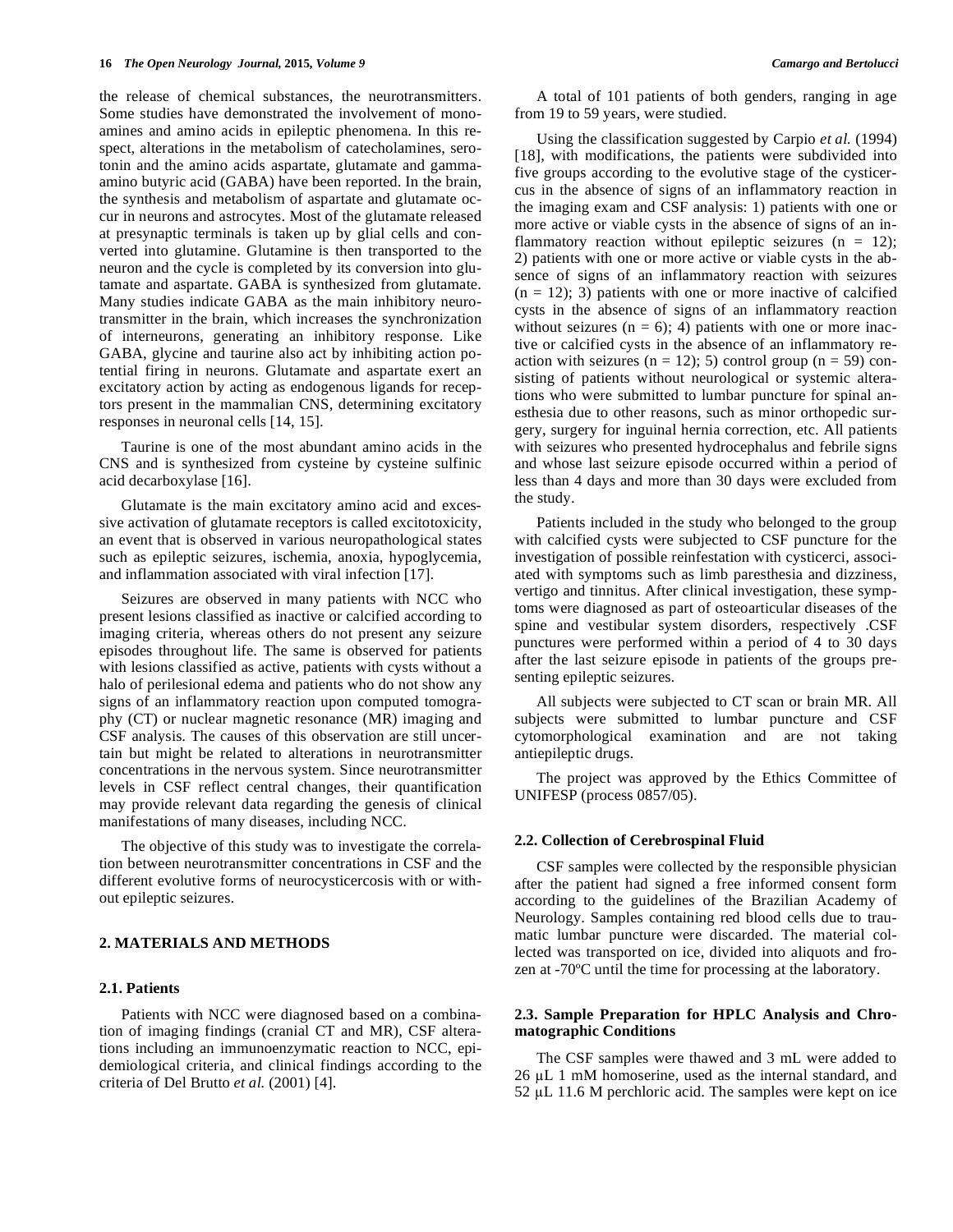the release of chemical substances, the neurotransmitters. Some studies have demonstrated the involvement of monoamines and amino acids in epileptic phenomena. In this respect, alterations in the metabolism of catecholamines, serotonin and the amino acids aspartate, glutamate and gamma-amino butyric acid (GABA) have been reported. In the brain, the synthesis and metabolism of aspartate and glutamate occur in neurons and astrocytes. Most of the glutamate released at presynaptic terminals is taken up by glial cells and converted into glutamine. Glutamine is then transported to the neuron and the cycle is completed by its conversion into glutamate and aspartate. GABA is synthesized from glutamate. Many studies indicate GABA as the main inhibitory neurotransmitter in the brain, which increases the synchronization of interneurons, generating an inhibitory response. Like GABA, glycine and taurine also act by inhibiting action potential firing in neurons. Glutamate and aspartate exert an excitatory action by acting as endogenous ligands for receptors present in the mammalian CNS, determining excitatory responses in neuronal cells [14, 15].

Taurine is one of the most abundant amino acids in the CNS and is synthesized from cysteine by cysteine sulfinic acid decarboxylase [16].

Glutamate is the main excitatory amino acid and excessive activation of glutamate receptors is called excitotoxicity, an event that is observed in various neuropathological states such as epileptic seizures, ischemia, anoxia, hypoglycemia, and inflammation associated with viral infection [17].

Seizures are observed in many patients with NCC who present lesions classified as inactive or calcified according to imaging criteria, whereas others do not present any seizure episodes throughout life. The same is observed for patients with lesions classified as active, patients with cysts without a halo of perilesional edema and patients who do not show any signs of an inflammatory reaction upon computed tomography (CT) or nuclear magnetic resonance (MR) imaging and CSF analysis. The causes of this observation are still uncertain but might be related to alterations in neurotransmitter concentrations in the nervous system. Since neurotransmitter levels in CSF reflect central changes, their quantification may provide relevant data regarding the genesis of clinical manifestations of many diseases, including NCC.

The objective of this study was to investigate the correlation between neurotransmitter concentrations in CSF and the different evolutive forms of neurocysticercosis with or without epileptic seizures.

## 2. MATERIALS AND METHODS

### 2.1. Patients

Patients with NCC were diagnosed based on a combination of imaging findings (cranial CT and MR), CSF alterations including an immunoenzymatic reaction to NCC, epidemiological criteria, and clinical findings according to the criteria of Del Brutto *et al.* (2001) [4].

A total of 101 patients of both genders, ranging in age from 19 to 59 years, were studied.

Using the classification suggested by Carpio *et al.* (1994) [18], with modifications, the patients were subdivided into five groups according to the evolutive stage of the cysticercus in the absence of signs of an inflammatory reaction in the imaging exam and CSF analysis: 1) patients with one or more active or viable cysts in the absence of signs of an inflammatory reaction without epileptic seizures (n = 12); 2) patients with one or more active or viable cysts in the absence of signs of an inflammatory reaction with seizures (n = 12); 3) patients with one or more inactive of calcified cysts in the absence of signs of an inflammatory reaction without seizures (n = 6); 4) patients with one or more inactive or calcified cysts in the absence of an inflammatory reaction with seizures (n = 12); 5) control group (n = 59) consisting of patients without neurological or systemic alterations who were submitted to lumbar puncture for spinal anesthesia due to other reasons, such as minor orthopedic surgery, surgery for inguinal hernia correction, etc. All patients with seizures who presented hydrocephalus and febrile signs and whose last seizure episode occurred within a period of less than 4 days and more than 30 days were excluded from the study.

Patients included in the study who belonged to the group with calcified cysts were subjected to CSF puncture for the investigation of possible reinfestation with cysticerci, associated with symptoms such as limb paresthesia and dizziness, vertigo and tinnitus. After clinical investigation, these symptoms were diagnosed as part of osteoarticular diseases of the spine and vestibular system disorders, respectively .CSF punctures were performed within a period of 4 to 30 days after the last seizure episode in patients of the groups presenting epileptic seizures.

All subjects were subjected to CT scan or brain MR. All subjects were submitted to lumbar puncture and CSF cytomorphological examination and are not taking antiepileptic drugs.

The project was approved by the Ethics Committee of UNIFESP (process 0857/05).

### 2.2. Collection of Cerebrospinal Fluid

CSF samples were collected by the responsible physician after the patient had signed a free informed consent form according to the guidelines of the Brazilian Academy of Neurology. Samples containing red blood cells due to traumatic lumbar puncture were discarded. The material collected was transported on ice, divided into aliquots and frozen at -70ºC until the time for processing at the laboratory.

### 2.3. Sample Preparation for HPLC Analysis and Chromatographic Conditions

The CSF samples were thawed and 3 mL were added to 26 μL 1 mM homoserine, used as the internal standard, and 52 μL 11.6 M perchloric acid. The samples were kept on ice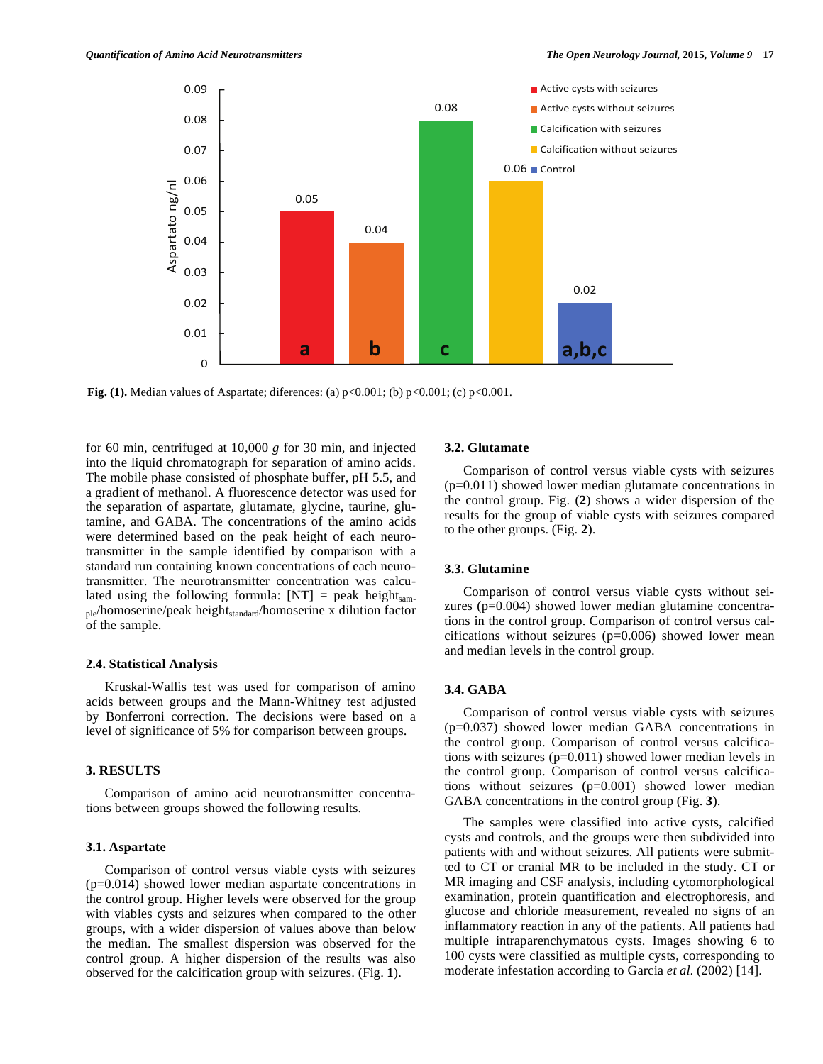Fig. (1). Median values of Aspartate; diferences: (a) p<0.001; (b) p<0.001; (c) p<0.001.

for 60 min, centrifuged at 10,000 *g* for 30 min, and injected into the liquid chromatograph for separation of amino acids. The mobile phase consisted of phosphate buffer, pH 5.5, and a gradient of methanol. A fluorescence detector was used for the separation of aspartate, glutamate, glycine, taurine, glutamine, and GABA. The concentrations of the amino acids were determined based on the peak height of each neurotransmitter in the sample identified by comparison with a standard run containing known concentrations of each neurotransmitter. The neurotransmitter concentration was calculated using the following formula: [NT] = peak $\text{height}_{\text{sample}}$/homoserine/peak $\text{height}_{\text{standard}}$/homoserine x dilution factor of the sample.

### 2.4. Statistical Analysis

Kruskal-Wallis test was used for comparison of amino acids between groups and the Mann-Whitney test adjusted by Bonferroni correction. The decisions were based on a level of significance of 5% for comparison between groups.

## 3. RESULTS

Comparison of amino acid neurotransmitter concentrations between groups showed the following results.

### 3.1. Aspartate

Comparison of control versus viable cysts with seizures (p=0.014) showed lower median aspartate concentrations in the control group. Higher levels were observed for the group with viables cysts and seizures when compared to the other groups, with a wider dispersion of values above than below the median. The smallest dispersion was observed for the control group. A higher dispersion of the results was also observed for the calcification group with seizures. (Fig. **1**).

### 3.2. Glutamate

Comparison of control versus viable cysts with seizures (p=0.011) showed lower median glutamate concentrations in the control group. Fig. (**2**) shows a wider dispersion of the results for the group of viable cysts with seizures compared to the other groups. (Fig. **2**).

### 3.3. Glutamine

Comparison of control versus viable cysts without seizures (p=0.004) showed lower median glutamine concentrations in the control group. Comparison of control versus calcifications without seizures (p=0.006) showed lower mean and median levels in the control group.

### 3.4. GABA

Comparison of control versus viable cysts with seizures (p=0.037) showed lower median GABA concentrations in the control group. Comparison of control versus calcifications with seizures (p=0.011) showed lower median levels in the control group. Comparison of control versus calcifications without seizures (p=0.001) showed lower median GABA concentrations in the control group (Fig. **3**).

The samples were classified into active cysts, calcified cysts and controls, and the groups were then subdivided into patients with and without seizures. All patients were submitted to CT or cranial MR to be included in the study. CT or MR imaging and CSF analysis, including cytomorphological examination, protein quantification and electrophoresis, and glucose and chloride measurement, revealed no signs of an inflammatory reaction in any of the patients. All patients had multiple intraparenchymatous cysts. Images showing 6 to 100 cysts were classified as multiple cysts, corresponding to moderate infestation according to Garcia *et al.* (2002) [14].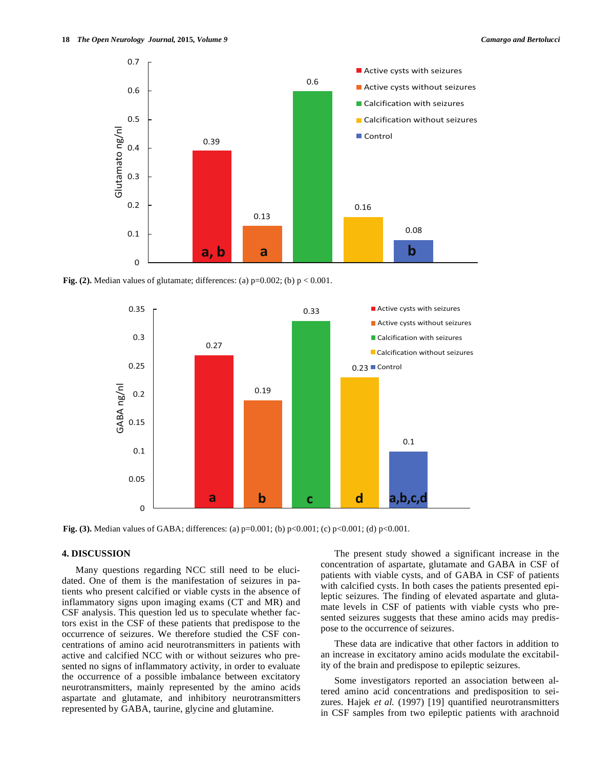Fig. (2). Median values of glutamate; differences: (a) p=0.002; (b) p < 0.001.

Fig. (3). Median values of GABA; differences: (a) p=0.001; (b) p<0.001; (c) p<0.001; (d) p<0.001.

## 4. DISCUSSION

Many questions regarding NCC still need to be elucidated. One of them is the manifestation of seizures in patients who present calcified or viable cysts in the absence of inflammatory signs upon imaging exams (CT and MR) and CSF analysis. This question led us to speculate whether factors exist in the CSF of these patients that predispose to the occurrence of seizures. We therefore studied the CSF concentrations of amino acid neurotransmitters in patients with active and calcified NCC with or without seizures who presented no signs of inflammatory activity, in order to evaluate the occurrence of a possible imbalance between excitatory neurotransmitters, mainly represented by the amino acids aspartate and glutamate, and inhibitory neurotransmitters represented by GABA, taurine, glycine and glutamine.

The present study showed a significant increase in the concentration of aspartate, glutamate and GABA in CSF of patients with viable cysts, and of GABA in CSF of patients with calcified cysts. In both cases the patients presented epileptic seizures. The finding of elevated aspartate and glutamate levels in CSF of patients with viable cysts who presented seizures suggests that these amino acids may predispose to the occurrence of seizures.

These data are indicative that other factors in addition to an increase in excitatory amino acids modulate the excitability of the brain and predispose to epileptic seizures.

Some investigators reported an association between altered amino acid concentrations and predisposition to seizures. Hajek *et al.* (1997) [19] quantified neurotransmitters in CSF samples from two epileptic patients with arachnoid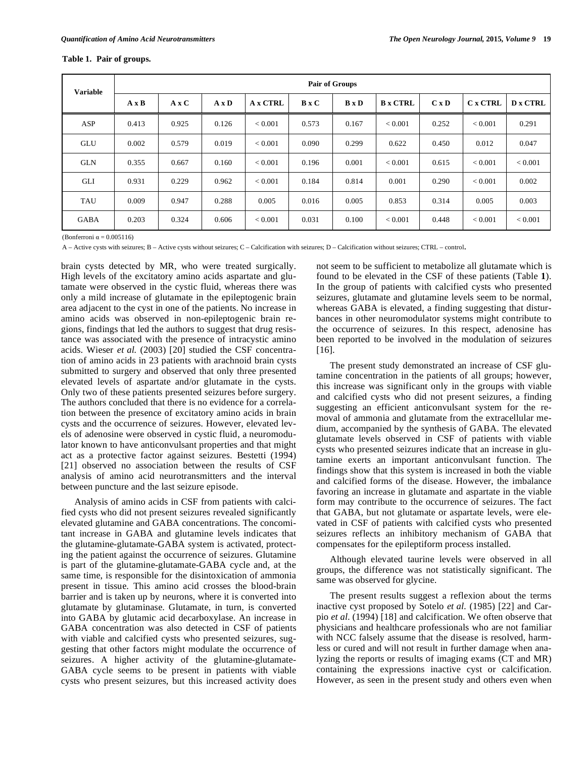**Table 1. Pair of groups.**

| Variable | Pair of Groups | | | | | | | | | |
|---|---|---|---|---|---|---|---|---|---|---|
| | A x B | A x C | A x D | A x CTRL | B x C | B x D | B x CTRL | C x D | C x CTRL | D x CTRL |
| ASP | 0.413 | 0.925 | 0.126 | < 0.001 | 0.573 | 0.167 | < 0.001 | 0.252 | < 0.001 | 0.291 |
| GLU | 0.002 | 0.579 | 0.019 | < 0.001 | 0.090 | 0.299 | 0.622 | 0.450 | 0.012 | 0.047 |
| GLN | 0.355 | 0.667 | 0.160 | < 0.001 | 0.196 | 0.001 | < 0.001 | 0.615 | < 0.001 | < 0.001 |
| GLI | 0.931 | 0.229 | 0.962 | < 0.001 | 0.184 | 0.814 | 0.001 | 0.290 | < 0.001 | 0.002 |
| TAU | 0.009 | 0.947 | 0.288 | 0.005 | 0.016 | 0.005 | 0.853 | 0.314 | 0.005 | 0.003 |
| GABA | 0.203 | 0.324 | 0.606 | < 0.001 | 0.031 | 0.100 | < 0.001 | 0.448 | < 0.001 | < 0.001 |

(Bonferroni $\alpha = 0.005116$)

A – Active cysts with seizures; B – Active cysts without seizures; C – Calcification with seizures; D – Calcification without seizures; CTRL – control.

brain cysts detected by MR, who were treated surgically. High levels of the excitatory amino acids aspartate and glutamate were observed in the cystic fluid, whereas there was only a mild increase of glutamate in the epileptogenic brain area adjacent to the cyst in one of the patients. No increase in amino acids was observed in non-epileptogenic brain regions, findings that led the authors to suggest that drug resistance was associated with the presence of intracystic amino acids. Wieser *et al.* (2003) [20] studied the CSF concentration of amino acids in 23 patients with arachnoid brain cysts submitted to surgery and observed that only three presented elevated levels of aspartate and/or glutamate in the cysts. Only two of these patients presented seizures before surgery. The authors concluded that there is no evidence for a correlation between the presence of excitatory amino acids in brain cysts and the occurrence of seizures. However, elevated levels of adenosine were observed in cystic fluid, a neuromodulator known to have anticonvulsant properties and that might act as a protective factor against seizures. Bestetti (1994) [21] observed no association between the results of CSF analysis of amino acid neurotransmitters and the interval between puncture and the last seizure episode.

Analysis of amino acids in CSF from patients with calcified cysts who did not present seizures revealed significantly elevated glutamine and GABA concentrations. The concomitant increase in GABA and glutamine levels indicates that the glutamine-glutamate-GABA system is activated, protecting the patient against the occurrence of seizures. Glutamine is part of the glutamine-glutamate-GABA cycle and, at the same time, is responsible for the disintoxication of ammonia present in tissue. This amino acid crosses the blood-brain barrier and is taken up by neurons, where it is converted into glutamate by glutaminase. Glutamate, in turn, is converted into GABA by glutamic acid decarboxylase. An increase in GABA concentration was also detected in CSF of patients with viable and calcified cysts who presented seizures, suggesting that other factors might modulate the occurrence of seizures. A higher activity of the glutamine-glutamate-GABA cycle seems to be present in patients with viable cysts who present seizures, but this increased activity does not seem to be sufficient to metabolize all glutamate which is found to be elevated in the CSF of these patients (Table **1**). In the group of patients with calcified cysts who presented seizures, glutamate and glutamine levels seem to be normal, whereas GABA is elevated, a finding suggesting that disturbances in other neuromodulator systems might contribute to the occurrence of seizures. In this respect, adenosine has been reported to be involved in the modulation of seizures [16].

The present study demonstrated an increase of CSF glutamine concentration in the patients of all groups; however, this increase was significant only in the groups with viable and calcified cysts who did not present seizures, a finding suggesting an efficient anticonvulsant system for the removal of ammonia and glutamate from the extracellular medium, accompanied by the synthesis of GABA. The elevated glutamate levels observed in CSF of patients with viable cysts who presented seizures indicate that an increase in glutamine exerts an important anticonvulsant function. The findings show that this system is increased in both the viable and calcified forms of the disease. However, the imbalance favoring an increase in glutamate and aspartate in the viable form may contribute to the occurrence of seizures. The fact that GABA, but not glutamate or aspartate levels, were elevated in CSF of patients with calcified cysts who presented seizures reflects an inhibitory mechanism of GABA that compensates for the epileptiform process installed.

Although elevated taurine levels were observed in all groups, the difference was not statistically significant. The same was observed for glycine.

The present results suggest a reflexion about the terms inactive cyst proposed by Sotelo *et al.* (1985) [22] and Carpio *et al.* (1994) [18] and calcification. We often observe that physicians and healthcare professionals who are not familiar with NCC falsely assume that the disease is resolved, harmless or cured and will not result in further damage when analyzing the reports or results of imaging exams (CT and MR) containing the expressions inactive cyst or calcification. However, as seen in the present study and others even when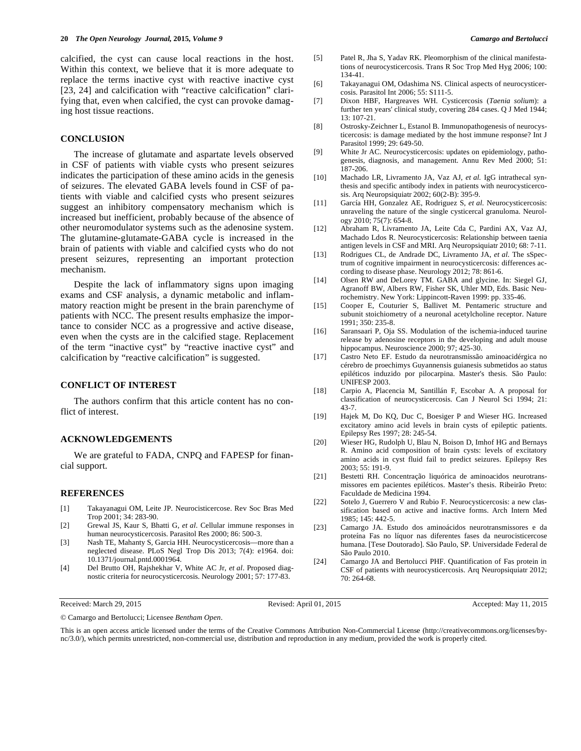calcified, the cyst can cause local reactions in the host. Within this context, we believe that it is more adequate to replace the terms inactive cyst with reactive inactive cyst [23, 24] and calcification with "reactive calcification" clarifying that, even when calcified, the cyst can provoke damaging host tissue reactions.

## CONCLUSION

The increase of glutamate and aspartate levels observed in CSF of patients with viable cysts who present seizures indicates the participation of these amino acids in the genesis of seizures. The elevated GABA levels found in CSF of patients with viable and calcified cysts who present seizures suggest an inhibitory compensatory mechanism which is increased but inefficient, probably because of the absence of other neuromodulator systems such as the adenosine system. The glutamine-glutamate-GABA cycle is increased in the brain of patients with viable and calcified cysts who do not present seizures, representing an important protection mechanism.

Despite the lack of inflammatory signs upon imaging exams and CSF analysis, a dynamic metabolic and inflammatory reaction might be present in the brain parenchyme of patients with NCC. The present results emphasize the importance to consider NCC as a progressive and active disease, even when the cysts are in the calcified stage. Replacement of the term "inactive cyst" by "reactive inactive cyst" and calcification by "reactive calcification" is suggested.

## CONFLICT OF INTEREST

The authors confirm that this article content has no conflict of interest.

## ACKNOWLEDGEMENTS

We are grateful to FADA, CNPQ and FAPESP for financial support.

## REFERENCES

[1] Takayanagui OM, Leite JP. Neurocisticercose. Rev Soc Bras Med Trop 2001; 34: 283-90.

[2] Grewal JS, Kaur S, Bhatti G, *et al*. Cellular immune responses in human neurocysticercosis. Parasitol Res 2000; 86: 500-3.

[3] Nash TE, Mahanty S, Garcia HH. Neurocysticercosis—more than a neglected disease. PLoS Negl Trop Dis 2013; 7(4): e1964. doi: 10.1371/journal.pntd.0001964.

[4] Del Brutto OH, Rajshekhar V, White AC Jr, *et al*. Proposed diagnostic criteria for neurocysticercosis. Neurology 2001; 57: 177-83.

[5] Patel R, Jha S, Yadav RK. Pleomorphism of the clinical manifestations of neurocysticercosis. Trans R Soc Trop Med Hyg 2006; 100: 134-41.

[6] Takayanagui OM, Odashima NS. Clinical aspects of neurocysticercosis. Parasitol Int 2006; 55: S111-5.

[7] Dixon HBF, Hargreaves WH. Cysticercosis (*Taenia solium*): a further ten years' clinical study, covering 284 cases. Q J Med 1944; 13: 107-21.

[8] Ostrosky-Zeichner L, Estanol B. Immunopathogenesis of neurocysticercosis: is damage mediated by the host immune response? Int J Parasitol 1999; 29: 649-50.

[9] White Jr AC. Neurocysticercosis: updates on epidemiology, pathogenesis, diagnosis, and management. Annu Rev Med 2000; 51: 187-206.

[10] Machado LR, Livramento JA, Vaz AJ, *et al.* IgG intrathecal synthesis and specific antibody index in patients with neurocysticercosis. Arq Neuropsiquiatr 2002; 60(2-B): 395-9.

[11] García HH, Gonzalez AE, Rodriguez S, *et al*. Neurocysticercosis: unraveling the nature of the single cysticercal granuloma. Neurology 2010; 75(7): 654-8.

[12] Abraham R, Livramento JA, Leite Cda C, Pardini AX, Vaz AJ, Machado Ldos R. Neurocysticercosis: Relationship between taenia antigen levels in CSF and MRI. Arq Neuropsiquiatr 2010; 68: 7-11.

[13] Rodrigues CL, de Andrade DC, Livramento JA, *et al.* The sSpectrum of cognitive impairment in neurocysticercosis: differences according to disease phase. Neurology 2012; 78: 861-6.

[14] Olsen RW and DeLorey TM. GABA and glycine. In: Siegel GJ, Agranoff BW, Albers RW, Fisher SK, Uhler MD, Eds. Basic Neurochemistry. New York: Lippincott-Raven 1999: pp. 335-46.

[15] Cooper E, Couturier S, Ballivet M. Pentameric structure and subunit stoichiometry of a neuronal acetylcholine receptor. Nature 1991; 350: 235-8.

[16] Saransaari P, Oja SS. Modulation of the ischemia-induced taurine release by adenosine receptors in the developing and adult mouse hippocampus. Neuroscience 2000; 97; 425-30.

[17] Castro Neto EF. Estudo da neurotransmissão aminoacidérgica no cérebro de proechimys Guyannensis guianesis submetidos ao status epiléticos induzido por pilocarpina. Master's thesis. São Paulo: UNIFESP 2003.

[18] Carpio A, Placencia M, Santillán F, Escobar A. A proposal for classification of neurocysticercosis. Can J Neurol Sci 1994; 21: 43-7.

[19] Hajek M, Do KQ, Duc C, Boesiger P and Wieser HG. Increased excitatory amino acid levels in brain cysts of epileptic patients. Epilepsy Res 1997; 28: 245-54.

[20] Wieser HG, Rudolph U, Blau N, Boison D, Imhof HG and Bernays R. Amino acid composition of brain cysts: levels of excitatory amino acids in cyst fluid fail to predict seizures. Epilepsy Res 2003; 55: 191-9.

[21] Bestetti RH. Concentração liquórica de aminoacidos neurotransmissores em pacientes epiléticos. Master's thesis. Ribeirão Preto: Faculdade de Medicina 1994.

[22] Sotelo J, Guerrero V and Rubio F. Neurocysticercosis: a new classification based on active and inactive forms. Arch Intern Med 1985; 145: 442-5.

[23] Camargo JA. Estudo dos aminoácidos neurotransmissores e da proteína Fas no líquor nas diferentes fases da neurocisticercose humana. [Tese Doutorado]. São Paulo, SP. Universidade Federal de São Paulo 2010.

[24] Camargo JA and Bertolucci PHF. Quantification of Fas protein in CSF of patients with neurocysticercosis. Arq Neuropsiquiatr 2012; 70: 264-68.

Received: March 29, 2015 Revised: April 01, 2015 Accepted: May 11, 2015

© Camargo and Bertolucci; Licensee *Bentham Open*.

This is an open access article licensed under the terms of the Creative Commons Attribution Non-Commercial License (http://creativecommons.org/licenses/by-nc/3.0/), which permits unrestricted, non-commercial use, distribution and reproduction in any medium, provided the work is properly cited.